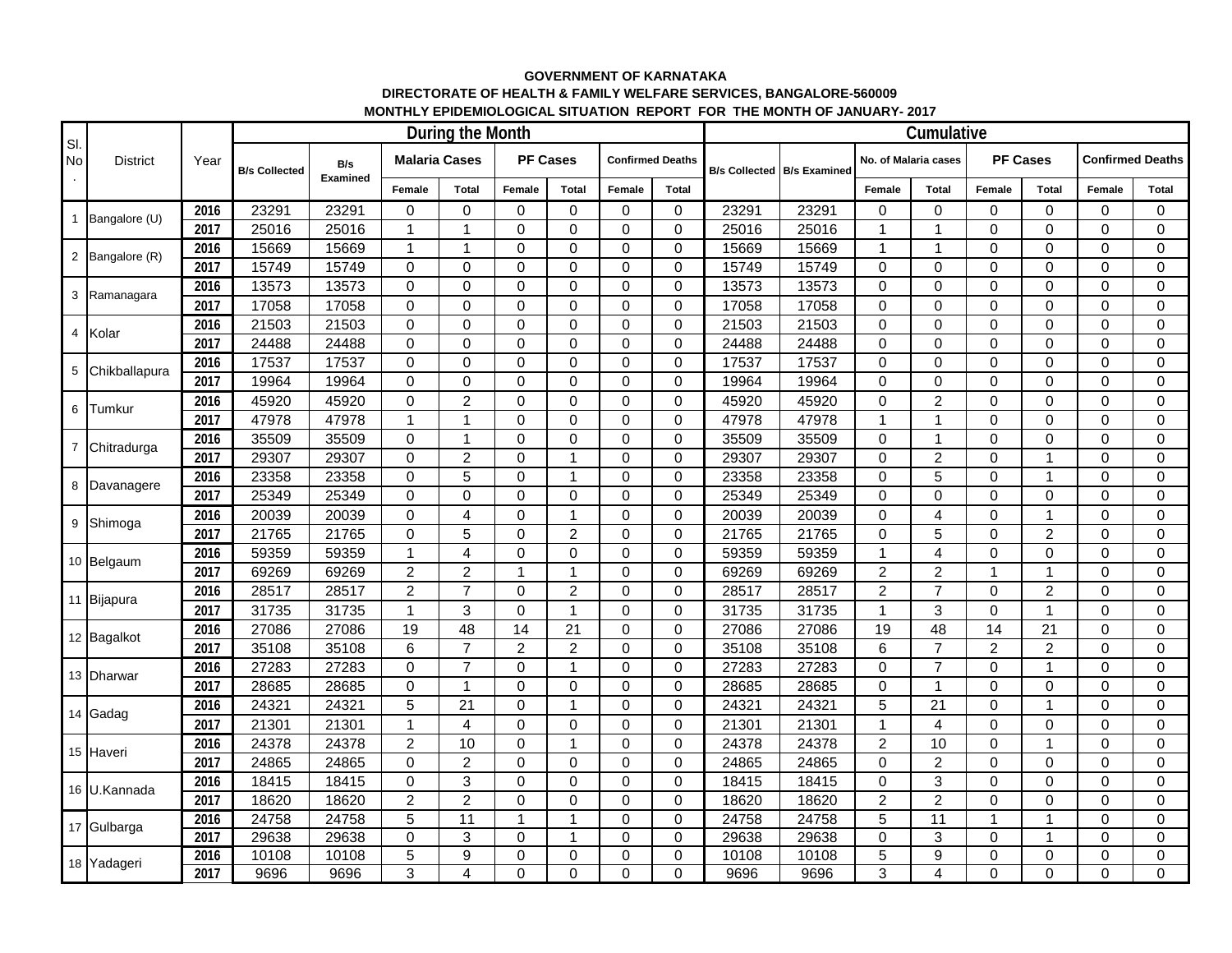**GOVERNMENT OF KARNATAKA**

**DIRECTORATE OF HEALTH & FAMILY WELFARE SERVICES, BANGALORE-560009**

**MONTHLY EPIDEMIOLOGICAL SITUATION REPORT FOR THE MONTH OF JANUARY- 2017**

| Sl. No. | District | Year | During the Month | | | | | | | | Cumulative | | | | | | | |
|---|---|---|---|---|---|---|---|---|---|---|---|---|---|---|---|---|---|---|
| | | | B/s Collected | B/s Examined | Malaria Cases | | PF Cases | | Confirmed Deaths | | B/s Collected | B/s Examined | No. of Malaria cases | | PF Cases | | Confirmed Deaths | |
| | | | | | Female | Total | Female | Total | Female | Total | | | Female | Total | Female | Total | Female | Total |
| 1 | Bangalore (U) | 2016 | 23291 | 23291 | 0 | 0 | 0 | 0 | 0 | 0 | 23291 | 23291 | 0 | 0 | 0 | 0 | 0 | 0 |
| | | 2017 | 25016 | 25016 | 1 | 1 | 0 | 0 | 0 | 0 | 25016 | 25016 | 1 | 1 | 0 | 0 | 0 | 0 |
| 2 | Bangalore (R) | 2016 | 15669 | 15669 | 1 | 1 | 0 | 0 | 0 | 0 | 15669 | 15669 | 1 | 1 | 0 | 0 | 0 | 0 |
| | | 2017 | 15749 | 15749 | 0 | 0 | 0 | 0 | 0 | 0 | 15749 | 15749 | 0 | 0 | 0 | 0 | 0 | 0 |
| 3 | Ramanagara | 2016 | 13573 | 13573 | 0 | 0 | 0 | 0 | 0 | 0 | 13573 | 13573 | 0 | 0 | 0 | 0 | 0 | 0 |
| | | 2017 | 17058 | 17058 | 0 | 0 | 0 | 0 | 0 | 0 | 17058 | 17058 | 0 | 0 | 0 | 0 | 0 | 0 |
| 4 | Kolar | 2016 | 21503 | 21503 | 0 | 0 | 0 | 0 | 0 | 0 | 21503 | 21503 | 0 | 0 | 0 | 0 | 0 | 0 |
| | | 2017 | 24488 | 24488 | 0 | 0 | 0 | 0 | 0 | 0 | 24488 | 24488 | 0 | 0 | 0 | 0 | 0 | 0 |
| 5 | Chikballapura | 2016 | 17537 | 17537 | 0 | 0 | 0 | 0 | 0 | 0 | 17537 | 17537 | 0 | 0 | 0 | 0 | 0 | 0 |
| | | 2017 | 19964 | 19964 | 0 | 0 | 0 | 0 | 0 | 0 | 19964 | 19964 | 0 | 0 | 0 | 0 | 0 | 0 |
| 6 | Tumkur | 2016 | 45920 | 45920 | 0 | 2 | 0 | 0 | 0 | 0 | 45920 | 45920 | 0 | 2 | 0 | 0 | 0 | 0 |
| | | 2017 | 47978 | 47978 | 1 | 1 | 0 | 0 | 0 | 0 | 47978 | 47978 | 1 | 1 | 0 | 0 | 0 | 0 |
| 7 | Chitradurga | 2016 | 35509 | 35509 | 0 | 1 | 0 | 0 | 0 | 0 | 35509 | 35509 | 0 | 1 | 0 | 0 | 0 | 0 |
| | | 2017 | 29307 | 29307 | 0 | 2 | 0 | 1 | 0 | 0 | 29307 | 29307 | 0 | 2 | 0 | 1 | 0 | 0 |
| 8 | Davanagere | 2016 | 23358 | 23358 | 0 | 5 | 0 | 1 | 0 | 0 | 23358 | 23358 | 0 | 5 | 0 | 1 | 0 | 0 |
| | | 2017 | 25349 | 25349 | 0 | 0 | 0 | 0 | 0 | 0 | 25349 | 25349 | 0 | 0 | 0 | 0 | 0 | 0 |
| 9 | Shimoga | 2016 | 20039 | 20039 | 0 | 4 | 0 | 1 | 0 | 0 | 20039 | 20039 | 0 | 4 | 0 | 1 | 0 | 0 |
| | | 2017 | 21765 | 21765 | 0 | 5 | 0 | 2 | 0 | 0 | 21765 | 21765 | 0 | 5 | 0 | 2 | 0 | 0 |
| 10 | Belgaum | 2016 | 59359 | 59359 | 1 | 4 | 0 | 0 | 0 | 0 | 59359 | 59359 | 1 | 4 | 0 | 0 | 0 | 0 |
| | | 2017 | 69269 | 69269 | 2 | 2 | 1 | 1 | 0 | 0 | 69269 | 69269 | 2 | 2 | 1 | 1 | 0 | 0 |
| 11 | Bijapura | 2016 | 28517 | 28517 | 2 | 7 | 0 | 2 | 0 | 0 | 28517 | 28517 | 2 | 7 | 0 | 2 | 0 | 0 |
| | | 2017 | 31735 | 31735 | 1 | 3 | 0 | 1 | 0 | 0 | 31735 | 31735 | 1 | 3 | 0 | 1 | 0 | 0 |
| 12 | Bagalkot | 2016 | 27086 | 27086 | 19 | 48 | 14 | 21 | 0 | 0 | 27086 | 27086 | 19 | 48 | 14 | 21 | 0 | 0 |
| | | 2017 | 35108 | 35108 | 6 | 7 | 2 | 2 | 0 | 0 | 35108 | 35108 | 6 | 7 | 2 | 2 | 0 | 0 |
| 13 | Dharwar | 2016 | 27283 | 27283 | 0 | 7 | 0 | 1 | 0 | 0 | 27283 | 27283 | 0 | 7 | 0 | 1 | 0 | 0 |
| | | 2017 | 28685 | 28685 | 0 | 1 | 0 | 0 | 0 | 0 | 28685 | 28685 | 0 | 1 | 0 | 0 | 0 | 0 |
| 14 | Gadag | 2016 | 24321 | 24321 | 5 | 21 | 0 | 1 | 0 | 0 | 24321 | 24321 | 5 | 21 | 0 | 1 | 0 | 0 |
| | | 2017 | 21301 | 21301 | 1 | 4 | 0 | 0 | 0 | 0 | 21301 | 21301 | 1 | 4 | 0 | 0 | 0 | 0 |
| 15 | Haveri | 2016 | 24378 | 24378 | 2 | 10 | 0 | 1 | 0 | 0 | 24378 | 24378 | 2 | 10 | 0 | 1 | 0 | 0 |
| | | 2017 | 24865 | 24865 | 0 | 2 | 0 | 0 | 0 | 0 | 24865 | 24865 | 0 | 2 | 0 | 0 | 0 | 0 |
| 16 | U.Kannada | 2016 | 18415 | 18415 | 0 | 3 | 0 | 0 | 0 | 0 | 18415 | 18415 | 0 | 3 | 0 | 0 | 0 | 0 |
| | | 2017 | 18620 | 18620 | 2 | 2 | 0 | 0 | 0 | 0 | 18620 | 18620 | 2 | 2 | 0 | 0 | 0 | 0 |
| 17 | Gulbarga | 2016 | 24758 | 24758 | 5 | 11 | 1 | 1 | 0 | 0 | 24758 | 24758 | 5 | 11 | 1 | 1 | 0 | 0 |
| | | 2017 | 29638 | 29638 | 0 | 3 | 0 | 1 | 0 | 0 | 29638 | 29638 | 0 | 3 | 0 | 1 | 0 | 0 |
| 18 | Yadageri | 2016 | 10108 | 10108 | 5 | 9 | 0 | 0 | 0 | 0 | 10108 | 10108 | 5 | 9 | 0 | 0 | 0 | 0 |
| | | 2017 | 9696 | 9696 | 3 | 4 | 0 | 0 | 0 | 0 | 9696 | 9696 | 3 | 4 | 0 | 0 | 0 | 0 |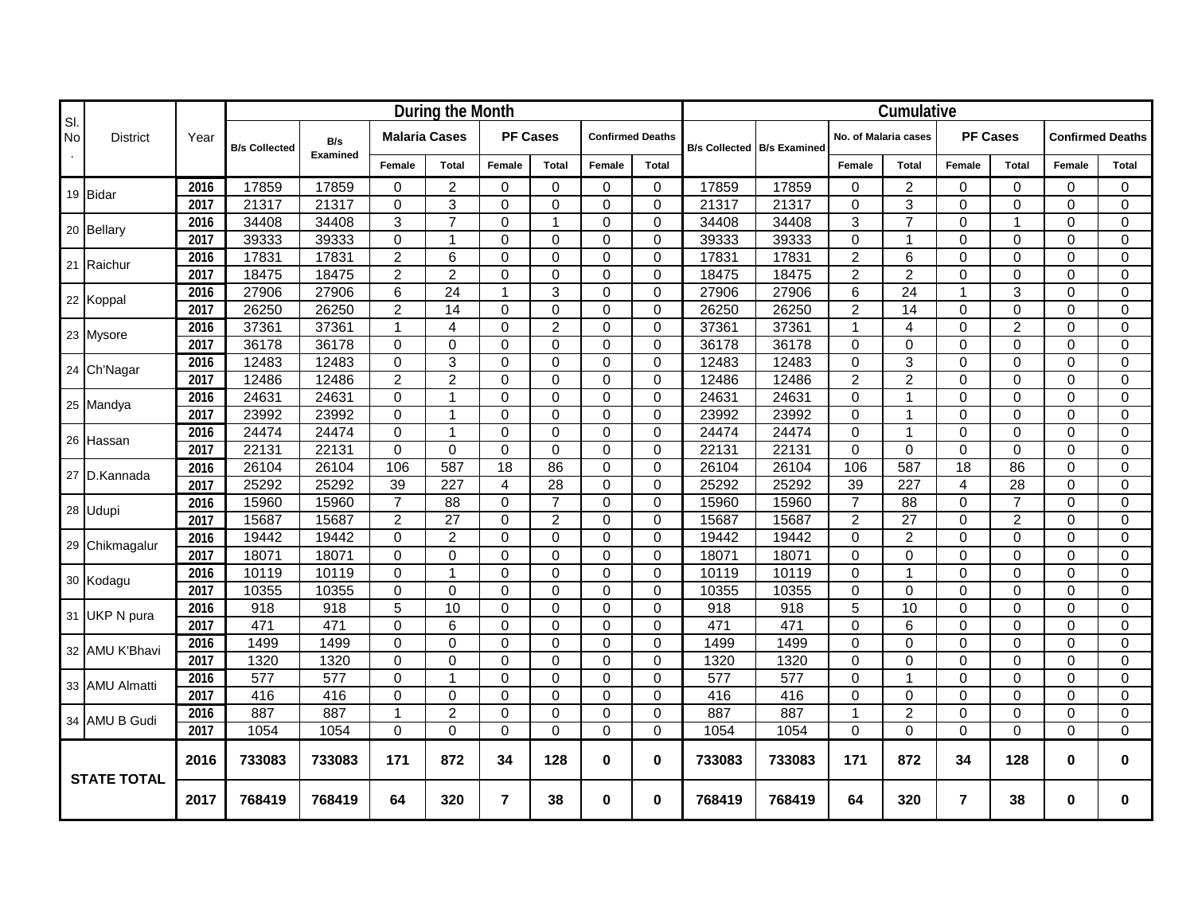| Sl. No. | District | Year | During the Month | | | | | | | | Cumulative | | | | | | | |
|---|---|---|---|---|---|---|---|---|---|---|---|---|---|---|---|---|---|---|
| | | | B/s Collected | B/s Examined | Malaria Cases | | PF Cases | | Confirmed Deaths | | B/s Collected | B/s Examined | No. of Malaria cases | | PF Cases | | Confirmed Deaths | |
| | | | | | Female | Total | Female | Total | Female | Total | | | Female | Total | Female | Total | Female | Total |
| 19 | Bidar | 2016 | 17859 | 17859 | 0 | 2 | 0 | 0 | 0 | 0 | 17859 | 17859 | 0 | 2 | 0 | 0 | 0 | 0 |
| | | 2017 | 21317 | 21317 | 0 | 3 | 0 | 0 | 0 | 0 | 21317 | 21317 | 0 | 3 | 0 | 0 | 0 | 0 |
| 20 | Bellary | 2016 | 34408 | 34408 | 3 | 7 | 0 | 1 | 0 | 0 | 34408 | 34408 | 3 | 7 | 0 | 1 | 0 | 0 |
| | | 2017 | 39333 | 39333 | 0 | 1 | 0 | 0 | 0 | 0 | 39333 | 39333 | 0 | 1 | 0 | 0 | 0 | 0 |
| 21 | Raichur | 2016 | 17831 | 17831 | 2 | 6 | 0 | 0 | 0 | 0 | 17831 | 17831 | 2 | 6 | 0 | 0 | 0 | 0 |
| | | 2017 | 18475 | 18475 | 2 | 2 | 0 | 0 | 0 | 0 | 18475 | 18475 | 2 | 2 | 0 | 0 | 0 | 0 |
| 22 | Koppal | 2016 | 27906 | 27906 | 6 | 24 | 1 | 3 | 0 | 0 | 27906 | 27906 | 6 | 24 | 1 | 3 | 0 | 0 |
| | | 2017 | 26250 | 26250 | 2 | 14 | 0 | 0 | 0 | 0 | 26250 | 26250 | 2 | 14 | 0 | 0 | 0 | 0 |
| 23 | Mysore | 2016 | 37361 | 37361 | 1 | 4 | 0 | 2 | 0 | 0 | 37361 | 37361 | 1 | 4 | 0 | 2 | 0 | 0 |
| | | 2017 | 36178 | 36178 | 0 | 0 | 0 | 0 | 0 | 0 | 36178 | 36178 | 0 | 0 | 0 | 0 | 0 | 0 |
| 24 | Ch'Nagar | 2016 | 12483 | 12483 | 0 | 3 | 0 | 0 | 0 | 0 | 12483 | 12483 | 0 | 3 | 0 | 0 | 0 | 0 |
| | | 2017 | 12486 | 12486 | 2 | 2 | 0 | 0 | 0 | 0 | 12486 | 12486 | 2 | 2 | 0 | 0 | 0 | 0 |
| 25 | Mandya | 2016 | 24631 | 24631 | 0 | 1 | 0 | 0 | 0 | 0 | 24631 | 24631 | 0 | 1 | 0 | 0 | 0 | 0 |
| | | 2017 | 23992 | 23992 | 0 | 1 | 0 | 0 | 0 | 0 | 23992 | 23992 | 0 | 1 | 0 | 0 | 0 | 0 |
| 26 | Hassan | 2016 | 24474 | 24474 | 0 | 1 | 0 | 0 | 0 | 0 | 24474 | 24474 | 0 | 1 | 0 | 0 | 0 | 0 |
| | | 2017 | 22131 | 22131 | 0 | 0 | 0 | 0 | 0 | 0 | 22131 | 22131 | 0 | 0 | 0 | 0 | 0 | 0 |
| 27 | D.Kannada | 2016 | 26104 | 26104 | 106 | 587 | 18 | 86 | 0 | 0 | 26104 | 26104 | 106 | 587 | 18 | 86 | 0 | 0 |
| | | 2017 | 25292 | 25292 | 39 | 227 | 4 | 28 | 0 | 0 | 25292 | 25292 | 39 | 227 | 4 | 28 | 0 | 0 |
| 28 | Udupi | 2016 | 15960 | 15960 | 7 | 88 | 0 | 7 | 0 | 0 | 15960 | 15960 | 7 | 88 | 0 | 7 | 0 | 0 |
| | | 2017 | 15687 | 15687 | 2 | 27 | 0 | 2 | 0 | 0 | 15687 | 15687 | 2 | 27 | 0 | 2 | 0 | 0 |
| 29 | Chikmagalur | 2016 | 19442 | 19442 | 0 | 2 | 0 | 0 | 0 | 0 | 19442 | 19442 | 0 | 2 | 0 | 0 | 0 | 0 |
| | | 2017 | 18071 | 18071 | 0 | 0 | 0 | 0 | 0 | 0 | 18071 | 18071 | 0 | 0 | 0 | 0 | 0 | 0 |
| 30 | Kodagu | 2016 | 10119 | 10119 | 0 | 1 | 0 | 0 | 0 | 0 | 10119 | 10119 | 0 | 1 | 0 | 0 | 0 | 0 |
| | | 2017 | 10355 | 10355 | 0 | 0 | 0 | 0 | 0 | 0 | 10355 | 10355 | 0 | 0 | 0 | 0 | 0 | 0 |
| 31 | UKP N pura | 2016 | 918 | 918 | 5 | 10 | 0 | 0 | 0 | 0 | 918 | 918 | 5 | 10 | 0 | 0 | 0 | 0 |
| | | 2017 | 471 | 471 | 0 | 6 | 0 | 0 | 0 | 0 | 471 | 471 | 0 | 6 | 0 | 0 | 0 | 0 |
| 32 | AMU K'Bhavi | 2016 | 1499 | 1499 | 0 | 0 | 0 | 0 | 0 | 0 | 1499 | 1499 | 0 | 0 | 0 | 0 | 0 | 0 |
| | | 2017 | 1320 | 1320 | 0 | 0 | 0 | 0 | 0 | 0 | 1320 | 1320 | 0 | 0 | 0 | 0 | 0 | 0 |
| 33 | AMU Almatti | 2016 | 577 | 577 | 0 | 1 | 0 | 0 | 0 | 0 | 577 | 577 | 0 | 1 | 0 | 0 | 0 | 0 |
| | | 2017 | 416 | 416 | 0 | 0 | 0 | 0 | 0 | 0 | 416 | 416 | 0 | 0 | 0 | 0 | 0 | 0 |
| 34 | AMU B Gudi | 2016 | 887 | 887 | 1 | 2 | 0 | 0 | 0 | 0 | 887 | 887 | 1 | 2 | 0 | 0 | 0 | 0 |
| | | 2017 | 1054 | 1054 | 0 | 0 | 0 | 0 | 0 | 0 | 1054 | 1054 | 0 | 0 | 0 | 0 | 0 | 0 |
| **STATE TOTAL** | | **2016** | **733083** | **733083** | **171** | **872** | **34** | **128** | **0** | **0** | **733083** | **733083** | **171** | **872** | **34** | **128** | **0** | **0** |
| | | **2017** | **768419** | **768419** | **64** | **320** | **7** | **38** | **0** | **0** | **768419** | **768419** | **64** | **320** | **7** | **38** | **0** | **0** |